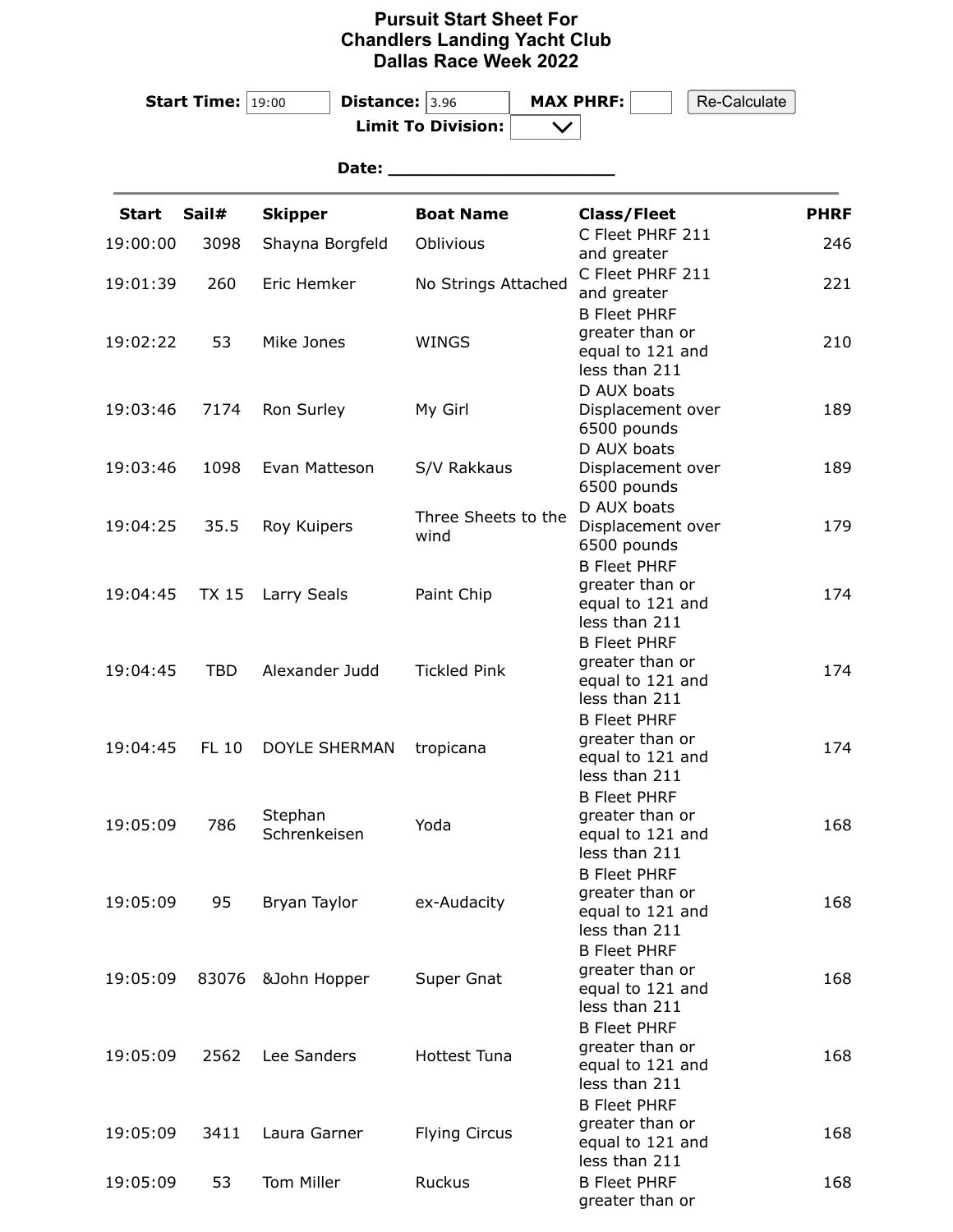# Pursuit Start Sheet For Chandlers Landing Yacht Club Dallas Race Week 2022

**Start Time:** 19:00 **Distance:** 3.96 **MAX PHRF:** Re-Calculate

**Limit To Division:**

**Date:** ____________________

| Start | Sail# | Skipper | Boat Name | Class/Fleet | PHRF |
|---|---|---|---|---|---|
| 19:00:00 | 3098 | Shayna Borgfeld | Oblivious | C Fleet PHRF 211 and greater | 246 |
| 19:01:39 | 260 | Eric Hemker | No Strings Attached | C Fleet PHRF 211 and greater | 221 |
| 19:02:22 | 53 | Mike Jones | WINGS | B Fleet PHRF greater than or equal to 121 and less than 211 | 210 |
| 19:03:46 | 7174 | Ron Surley | My Girl | D AUX boats Displacement over 6500 pounds | 189 |
| 19:03:46 | 1098 | Evan Matteson | S/V Rakkaus | D AUX boats Displacement over 6500 pounds | 189 |
| 19:04:25 | 35.5 | Roy Kuipers | Three Sheets to the wind | D AUX boats Displacement over 6500 pounds | 179 |
| 19:04:45 | TX 15 | Larry Seals | Paint Chip | B Fleet PHRF greater than or equal to 121 and less than 211 | 174 |
| 19:04:45 | TBD | Alexander Judd | Tickled Pink | B Fleet PHRF greater than or equal to 121 and less than 211 | 174 |
| 19:04:45 | FL 10 | DOYLE SHERMAN | tropicana | B Fleet PHRF greater than or equal to 121 and less than 211 | 174 |
| 19:05:09 | 786 | Stephan Schrenkeisen | Yoda | B Fleet PHRF greater than or equal to 121 and less than 211 | 168 |
| 19:05:09 | 95 | Bryan Taylor | ex-Audacity | B Fleet PHRF greater than or equal to 121 and less than 211 | 168 |
| 19:05:09 | 83076 | &John Hopper | Super Gnat | B Fleet PHRF greater than or equal to 121 and less than 211 | 168 |
| 19:05:09 | 2562 | Lee Sanders | Hottest Tuna | B Fleet PHRF greater than or equal to 121 and less than 211 | 168 |
| 19:05:09 | 3411 | Laura Garner | Flying Circus | B Fleet PHRF greater than or equal to 121 and less than 211 | 168 |
| 19:05:09 | 53 | Tom Miller | Ruckus | B Fleet PHRF greater than or | 168 |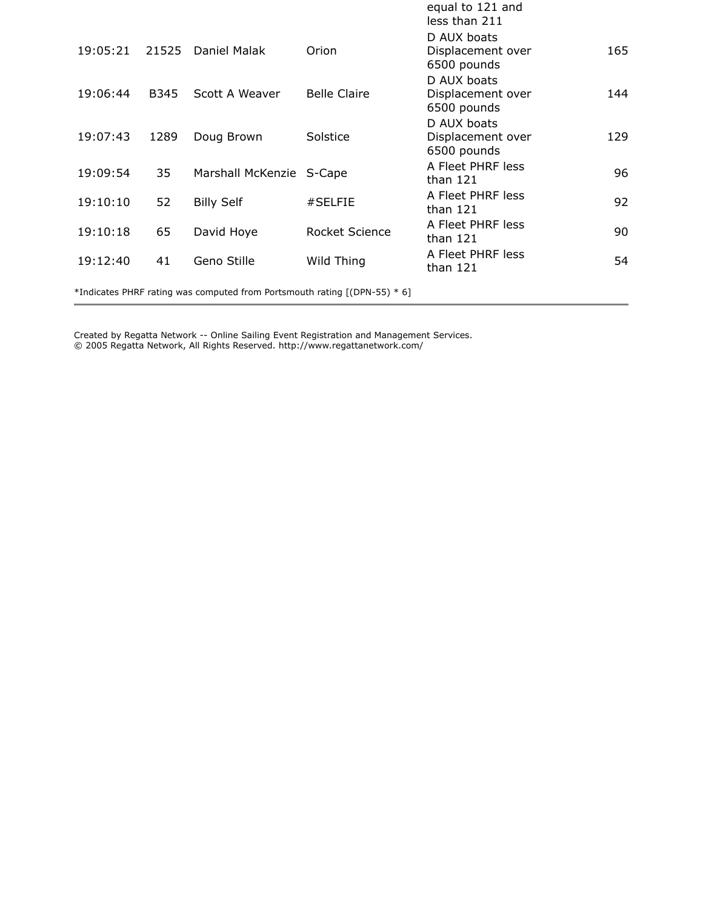| | | | | | |
|---|---|---|---|---|---|
| | | | | equal to 121 and less than 211 | |
| 19:05:21 | 21525 | Daniel Malak | Orion | D AUX boats Displacement over 6500 pounds | 165 |
| 19:06:44 | B345 | Scott A Weaver | Belle Claire | D AUX boats Displacement over 6500 pounds | 144 |
| 19:07:43 | 1289 | Doug Brown | Solstice | D AUX boats Displacement over 6500 pounds | 129 |
| 19:09:54 | 35 | Marshall McKenzie | S-Cape | A Fleet PHRF less than 121 | 96 |
| 19:10:10 | 52 | Billy Self | #SELFIE | A Fleet PHRF less than 121 | 92 |
| 19:10:18 | 65 | David Hoye | Rocket Science | A Fleet PHRF less than 121 | 90 |
| 19:12:40 | 41 | Geno Stille | Wild Thing | A Fleet PHRF less than 121 | 54 |

*Indicates PHRF rating was computed from Portsmouth rating [(DPN-55) * 6]

Created by Regatta Network -- Online Sailing Event Registration and Management Services.
© 2005 Regatta Network, All Rights Reserved. http://www.regattanetwork.com/